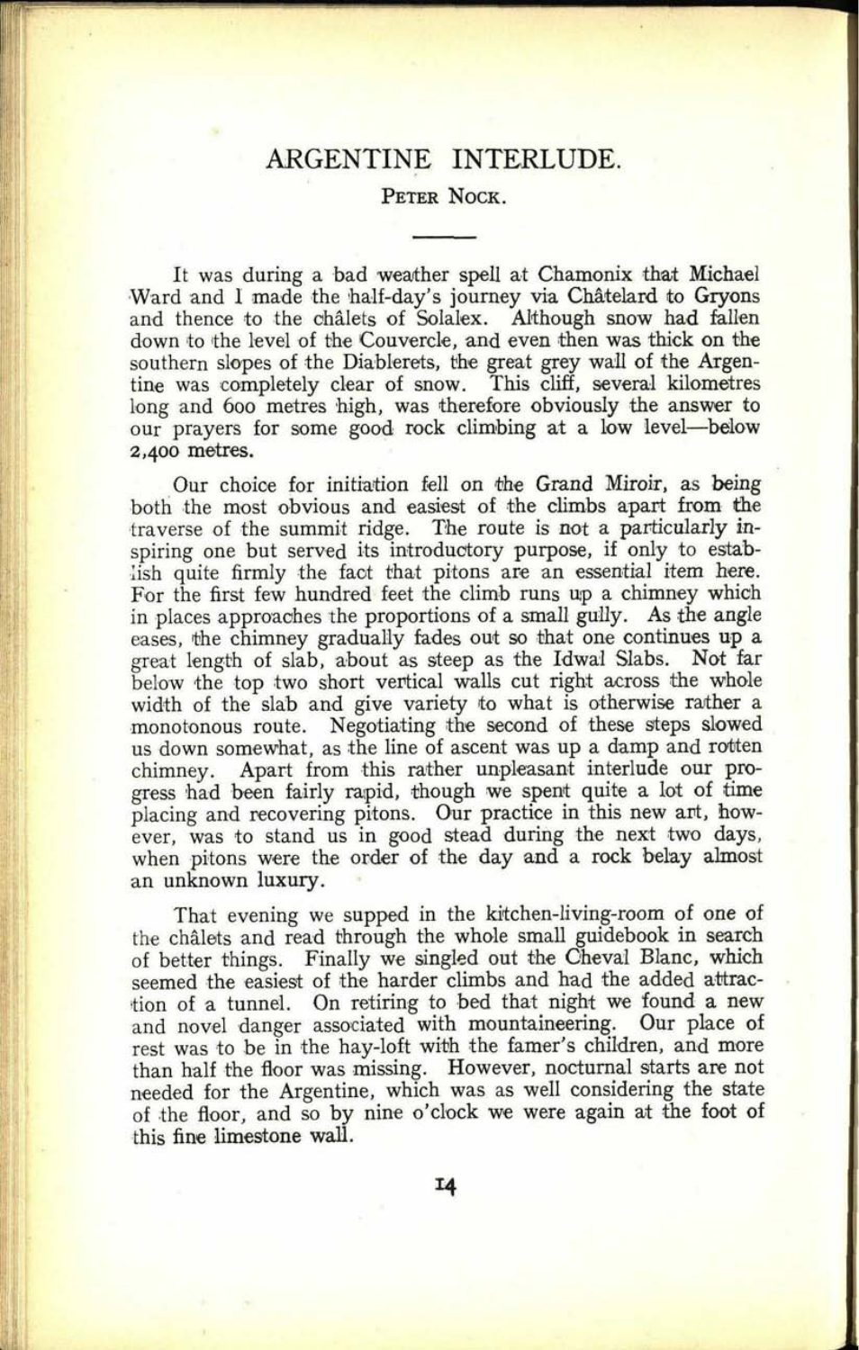# ARGENTINE INTERLUDE.

PETER NOCK.

---

It was during a bad weather spell at Chamonix that Michael Ward and I made the half-day's journey via Châtelard to Gryons and thence to the chalets of Solalex. Although snow had fallen down to the level of the Couvercle, and even then was thick on the southern slopes of the Diablerets, the great grey wall of the Argentine was completely clear of snow. This cliff, several kilometres long and 600 metres high, was therefore obviously the answer to our prayers for some good rock climbing at a low level—below 2,400 metres.

Our choice for initiation fell on the Grand Miroir, as being both the most obvious and easiest of the climbs apart from the traverse of the summit ridge. The route is not a particularly inspiring one but served its introductory purpose, if only to establish quite firmly the fact that pitons are an essential item here. For the first few hundred feet the climb runs up a chimney which in places approaches the proportions of a small gully. As the angle eases, the chimney gradually fades out so that one continues up a great length of slab, about as steep as the Idwal Slabs. Not far below the top two short vertical walls cut right across the whole width of the slab and give variety to what is otherwise rather a monotonous route. Negotiating the second of these steps slowed us down somewhat, as the line of ascent was up a damp and rotten chimney. Apart from this rather unpleasant interlude our progress had been fairly rapid, though we spent quite a lot of time placing and recovering pitons. Our practice in this new art, however, was to stand us in good stead during the next two days, when pitons were the order of the day and a rock belay almost an unknown luxury.

That evening we supped in the kitchen-living-room of one of the chalets and read through the whole small guidebook in search of better things. Finally we singled out the Cheval Blanc, which seemed the easiest of the harder climbs and had the added attraction of a tunnel. On retiring to bed that night we found a new and novel danger associated with mountaineering. Our place of rest was to be in the hay-loft with the famer's children, and more than half the floor was missing. However, nocturnal starts are not needed for the Argentine, which was as well considering the state of the floor, and so by nine o'clock we were again at the foot of this fine limestone wall.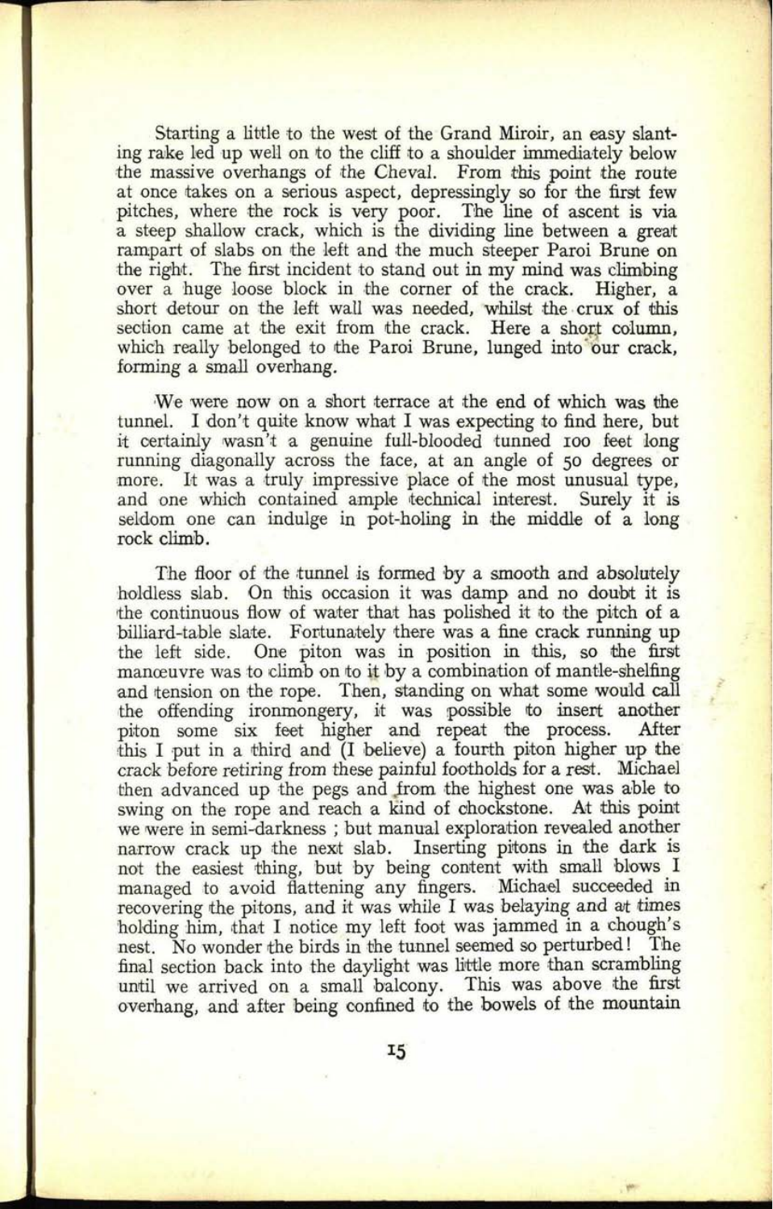Starting a little to the west of the Grand Miroir, an easy slanting rake led up well on to the cliff to a shoulder immediately below the massive overhangs of the Cheval. From this point the route at once takes on a serious aspect, depressingly so for the first few pitches, where the rock is very poor. The line of ascent is via a steep shallow crack, which is the dividing line between a great rampart of slabs on the left and the much steeper Paroi Brune on the right. The first incident to stand out in my mind was climbing over a huge loose block in the corner of the crack. Higher, a short detour on the left wall was needed, whilst the crux of this section came at the exit from the crack. Here a short column, which really belonged to the Paroi Brune, lunged into our crack, forming a small overhang.

We were now on a short terrace at the end of which was the tunnel. I don't quite know what I was expecting to find here, but it certainly wasn't a genuine full-blooded tunned 100 feet long running diagonally across the face, at an angle of 50 degrees or more. It was a truly impressive place of the most unusual type, and one which contained ample technical interest. Surely it is seldom one can indulge in pot-holing in the middle of a long rock climb.

The floor of the tunnel is formed by a smooth and absolutely holdless slab. On this occasion it was damp and no doubt it is the continuous flow of water that has polished it to the pitch of a billiard-table slate. Fortunately there was a fine crack running up the left side. One piton was in position in this, so the first manœuvre was to climb on to it by a combination of mantle-shelfing and tension on the rope. Then, standing on what some would call the offending ironmongery, it was possible to insert another piton some six feet higher and repeat the process. After this I put in a third and (I believe) a fourth piton higher up the crack before retiring from these painful footholds for a rest. Michael then advanced up the pegs and from the highest one was able to swing on the rope and reach a kind of chockstone. At this point we were in semi-darkness ; but manual exploration revealed another narrow crack up the next slab. Inserting pitons in the dark is not the easiest thing, but by being content with small blows I managed to avoid flattening any fingers. Michael succeeded in recovering the pitons, and it was while I was belaying and at times holding him, that I notice my left foot was jammed in a chough's nest. No wonder the birds in the tunnel seemed so perturbed! The final section back into the daylight was little more than scrambling until we arrived on a small balcony. This was above the first overhang, and after being confined to the bowels of the mountain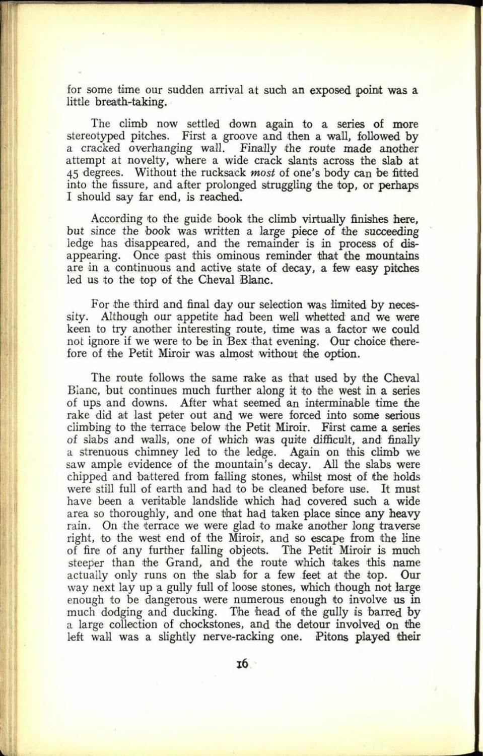for some time our sudden arrival at such an exposed point was a little breath-taking.

The climb now settled down again to a series of more stereotyped pitches. First a groove and then a wall, followed by a cracked overhanging wall. Finally the route made another attempt at novelty, where a wide crack slants across the slab at 45 degrees. Without the rucksack *most* of one's body can be fitted into the fissure, and after prolonged struggling the top, or perhaps I should say far end, is reached.

According to the guide book the climb virtually finishes here, but since the book was written a large piece of the succeeding ledge has disappeared, and the remainder is in process of disappearing. Once past this ominous reminder that the mountains are in a continuous and active state of decay, a few easy pitches led us to the top of the Cheval Blanc.

For the third and final day our selection was limited by necessity. Although our appetite had been well whetted and we were keen to try another interesting route, time was a factor we could not ignore if we were to be in Bex that evening. Our choice therefore of the Petit Miroir was almost without the option.

The route follows the same rake as that used by the Cheval Blanc, but continues much further along it to the west in a series of ups and downs. After what seemed an interminable time the rake did at last peter out and we were forced into some serious climbing to the terrace below the Petit Miroir. First came a series of slabs and walls, one of which was quite difficult, and finally a strenuous chimney led to the ledge. Again on this climb we saw ample evidence of the mountain's decay. All the slabs were chipped and battered from falling stones, whilst most of the holds were still full of earth and had to be cleaned before use. It must have been a veritable landslide which had covered such a wide area so thoroughly, and one that had taken place since any heavy rain. On the terrace we were glad to make another long traverse right, to the west end of the Miroir, and so escape from the line of fire of any further falling objects. The Petit Miroir is much steeper than the Grand, and the route which takes this name actually only runs on the slab for a few feet at the top. Our way next lay up a gully full of loose stones, which though not large enough to be dangerous were numerous enough to involve us in much dodging and ducking. The head of the gully is barred by a large collection of chockstones, and the detour involved on the left wall was a slightly nerve-racking one. Pitons played their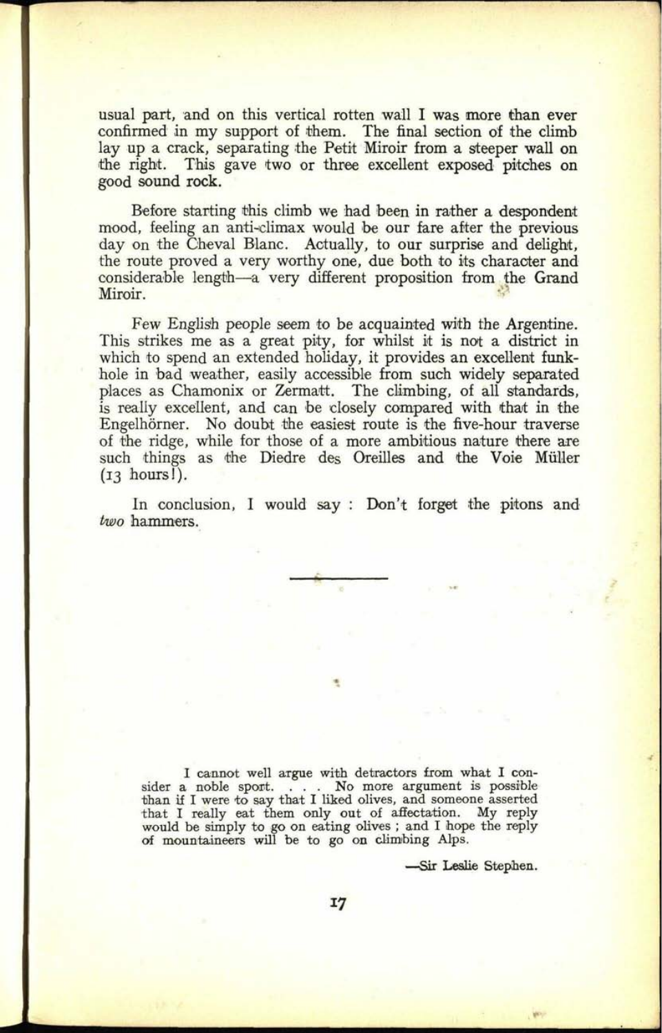usual part, and on this vertical rotten wall I was more than ever confirmed in my support of them. The final section of the climb lay up a crack, separating the Petit Miroir from a steeper wall on the right. This gave two or three excellent exposed pitches on good sound rock.

Before starting this climb we had been in rather a despondent mood, feeling an anti-climax would be our fare after the previous day on the Cheval Blanc. Actually, to our surprise and delight, the route proved a very worthy one, due both to its character and considerable length—a very different proposition from the Grand Miroir.

Few English people seem to be acquainted with the Argentine. This strikes me as a great pity, for whilst it is not a district in which to spend an extended holiday, it provides an excellent funk-hole in bad weather, easily accessible from such widely separated places as Chamonix or Zermatt. The climbing, of all standards, is really excellent, and can be closely compared with that in the Engelhörner. No doubt the easiest route is the five-hour traverse of the ridge, while for those of a more ambitious nature there are such things as the Diedre des Oreilles and the Voie Müller (13 hours!).

In conclusion, I would say : Don't forget the pitons and *two* hammers.

---

> I cannot well argue with detractors from what I consider a noble sport. . . . No more argument is possible than if I were to say that I liked olives, and someone asserted that I really eat them only out of affectation. My reply would be simply to go on eating olives ; and I hope the reply of mountaineers will be to go on climbing Alps.
>
> —Sir Leslie Stephen.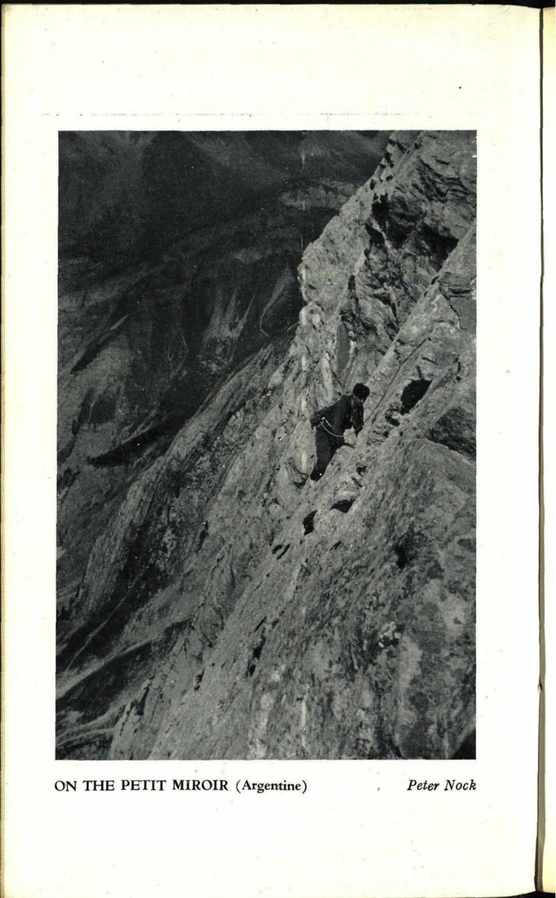ON THE PETIT MIROIR (Argentine) *Peter Nock*